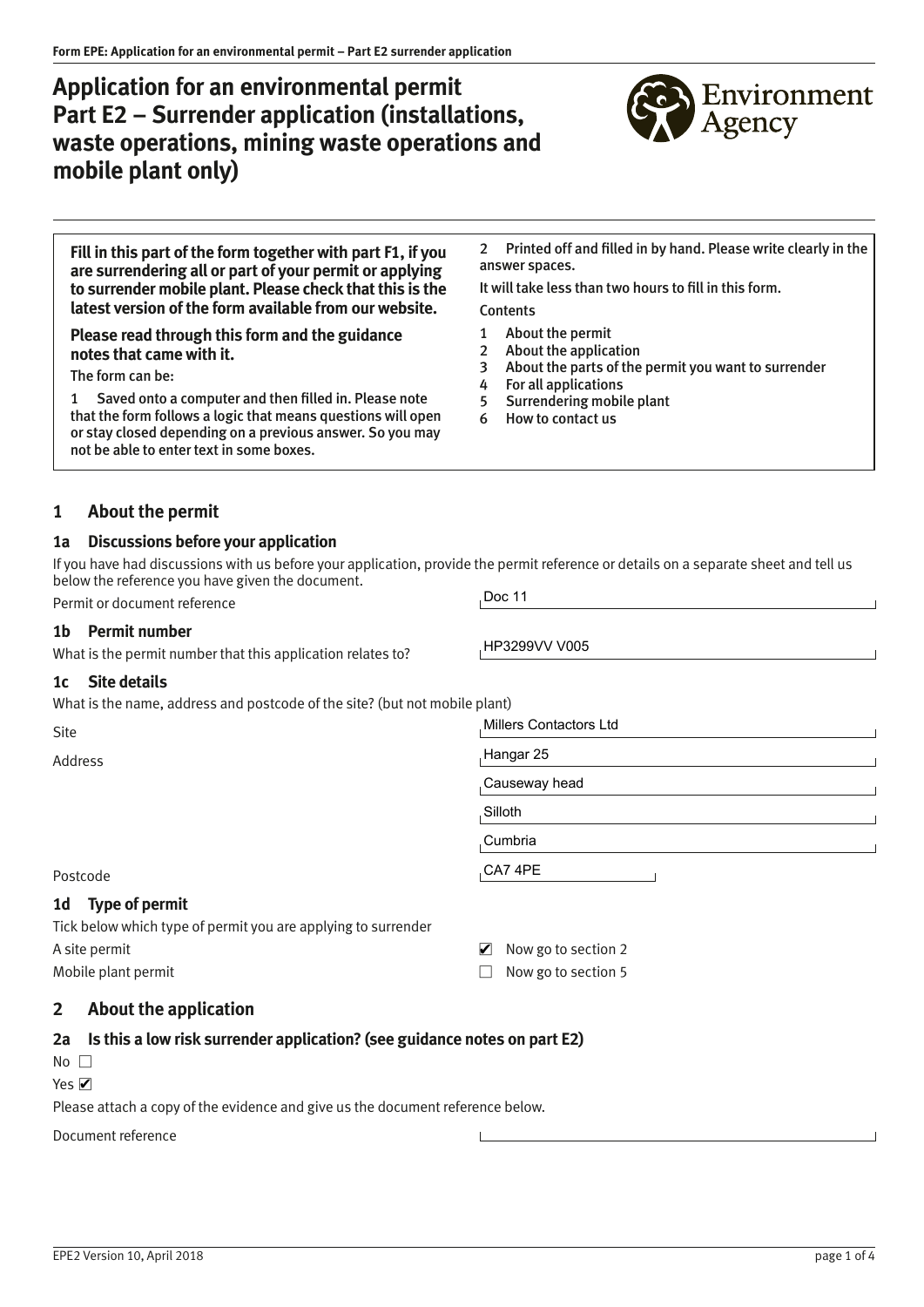Form EPE: Application for an environmental permit – Part E2 surrender application

# Application for an environmental permit Part E2 – Surrender application (installations, waste operations, mining waste operations and mobile plant only)

**Fill in this part of the form together with part F1, if you are surrendering all or part of your permit or applying to surrender mobile plant. Please check that this is the latest version of the form available from our website.**

**Please read through this form and the guidance notes that came with it.**

The form can be:

1 Saved onto a computer and then filled in. Please note that the form follows a logic that means questions will open or stay closed depending on a previous answer. So you may not be able to enter text in some boxes.

2 Printed off and filled in by hand. Please write clearly in the answer spaces.

It will take less than two hours to fill in this form.

Contents

1 About the permit
2 About the application
3 About the parts of the permit you want to surrender
4 For all applications
5 Surrendering mobile plant
6 How to contact us

## 1 About the permit

### 1a Discussions before your application

If you have had discussions with us before your application, provide the permit reference or details on a separate sheet and tell us below the reference you have given the document.

Permit or document reference: Doc 11

### 1b Permit number

What is the permit number that this application relates to? HP3299VV V005

### 1c Site details

What is the name, address and postcode of the site? (but not mobile plant)

Site: Millers Contactors Ltd

Address: Hangar 25
Causeway head
Silloth
Cumbria

Postcode: CA7 4PE

### 1d Type of permit

Tick below which type of permit you are applying to surrender

A site permit ☑ Now go to section 2

Mobile plant permit ☐ Now go to section 5

## 2 About the application

### 2a Is this a low risk surrender application? (see guidance notes on part E2)

No ☐

Yes ☑

Please attach a copy of the evidence and give us the document reference below.

Document reference: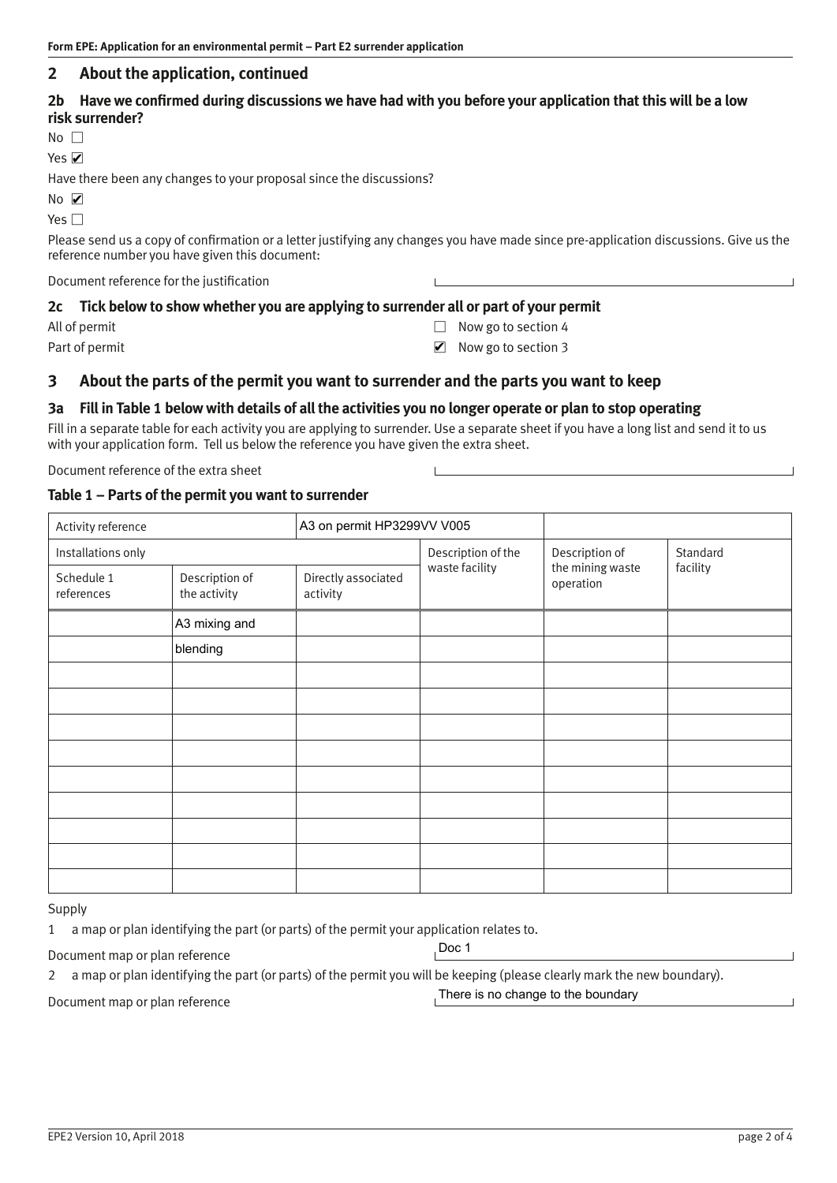## 2 About the application, continued

### 2b Have we confirmed during discussions we have had with you before your application that this will be a low risk surrender?

No ☐

Yes ☑

Have there been any changes to your proposal since the discussions?

No ☑

Yes ☐

Please send us a copy of confirmation or a letter justifying any changes you have made since pre-application discussions. Give us the reference number you have given this document:

Document reference for the justification

### 2c Tick below to show whether you are applying to surrender all or part of your permit

All of permit ☐ Now go to section 4

Part of permit ☑ Now go to section 3

## 3 About the parts of the permit you want to surrender and the parts you want to keep

### 3a Fill in Table 1 below with details of all the activities you no longer operate or plan to stop operating

Fill in a separate table for each activity you are applying to surrender. Use a separate sheet if you have a long list and send it to us with your application form. Tell us below the reference you have given the extra sheet.

Document reference of the extra sheet

**Table 1 – Parts of the permit you want to surrender**

| Activity reference | | A3 on permit HP3299VV V005 | | | |
|---|---|---|---|---|---|
| Installations only | | | Description of the waste facility | Description of the mining waste operation | Standard facility |
| Schedule 1 references | Description of the activity | Directly associated activity | | | |
| | A3 mixing and | | | | |
| | blending | | | | |
| | | | | | |
| | | | | | |
| | | | | | |
| | | | | | |
| | | | | | |
| | | | | | |
| | | | | | |
| | | | | | |
| | | | | | |

Supply

1 a map or plan identifying the part (or parts) of the permit your application relates to.

Document map or plan reference Doc 1

2 a map or plan identifying the part (or parts) of the permit you will be keeping (please clearly mark the boundary).

Document map or plan reference There is no change to the boundary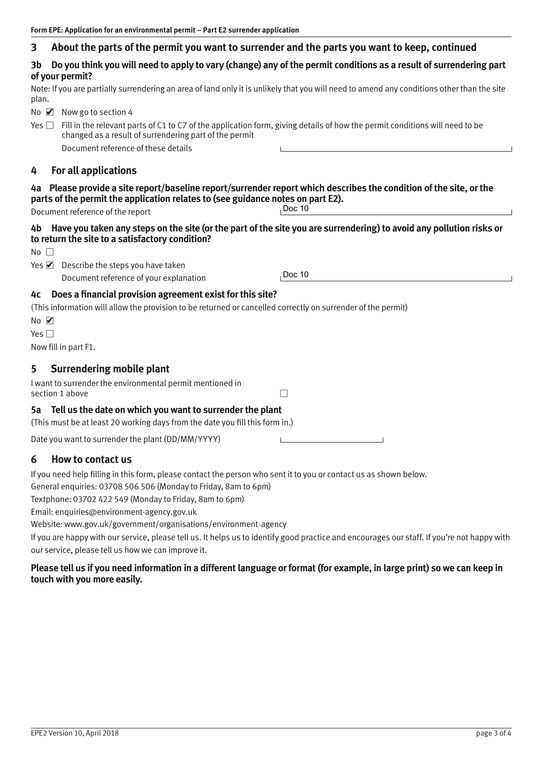## 3 About the parts of the permit you want to surrender and the parts you want to keep, continued

### 3b Do you think you will need to apply to vary (change) any of the permit conditions as a result of surrendering part of your permit?

Note: If you are partially surrendering an area of land only it is unlikely that you will need to amend any conditions other than the site plan.

No ☑ Now go to section 4

Yes ☐ Fill in the relevant parts of C1 to C7 of the application form, giving details of how the permit conditions will need to be changed as a result of surrendering part of the permit

Document reference of these details

## 4 For all applications

### 4a Please provide a site report/baseline report/surrender report which describes the condition of the site, or the parts of the permit the application relates to (see guidance notes on part E2).

Document reference of the report: Doc 10

### 4b Have you taken any steps on the site (or the part of the site you are surrendering) to avoid any pollution risks or to return the site to a satisfactory condition?

No ☐

Yes ☑ Describe the steps you have taken

Document reference of your explanation: Doc 10

### 4c Does a financial provision agreement exist for this site?

(This information will allow the provision to be returned or cancelled correctly on surrender of the permit)

No ☑

Yes ☐

Now fill in part F1.

## 5 Surrendering mobile plant

I want to surrender the environmental permit mentioned in section 1 above ☐

### 5a Tell us the date on which you want to surrender the plant

(This must be at least 20 working days from the date you fill this form in.)

Date you want to surrender the plant (DD/MM/YYYY)

## 6 How to contact us

If you need help filling in this form, please contact the person who sent it to you or contact us as shown below.

General enquiries: 03708 506 506 (Monday to Friday, 8am to 6pm)

Textphone: 03702 422 549 (Monday to Friday, 8am to 6pm)

Email: enquiries@environment-agency.gov.uk

Website: www.gov.uk/government/organisations/environment-agency

If you are happy with our service, please tell us. It helps us to identify good practice and encourages our staff. If you're not happy with our service, please tell us how we can improve it.

**Please tell us if you need information in a different language or format (for example, in large print) so we can keep in touch with you more easily.**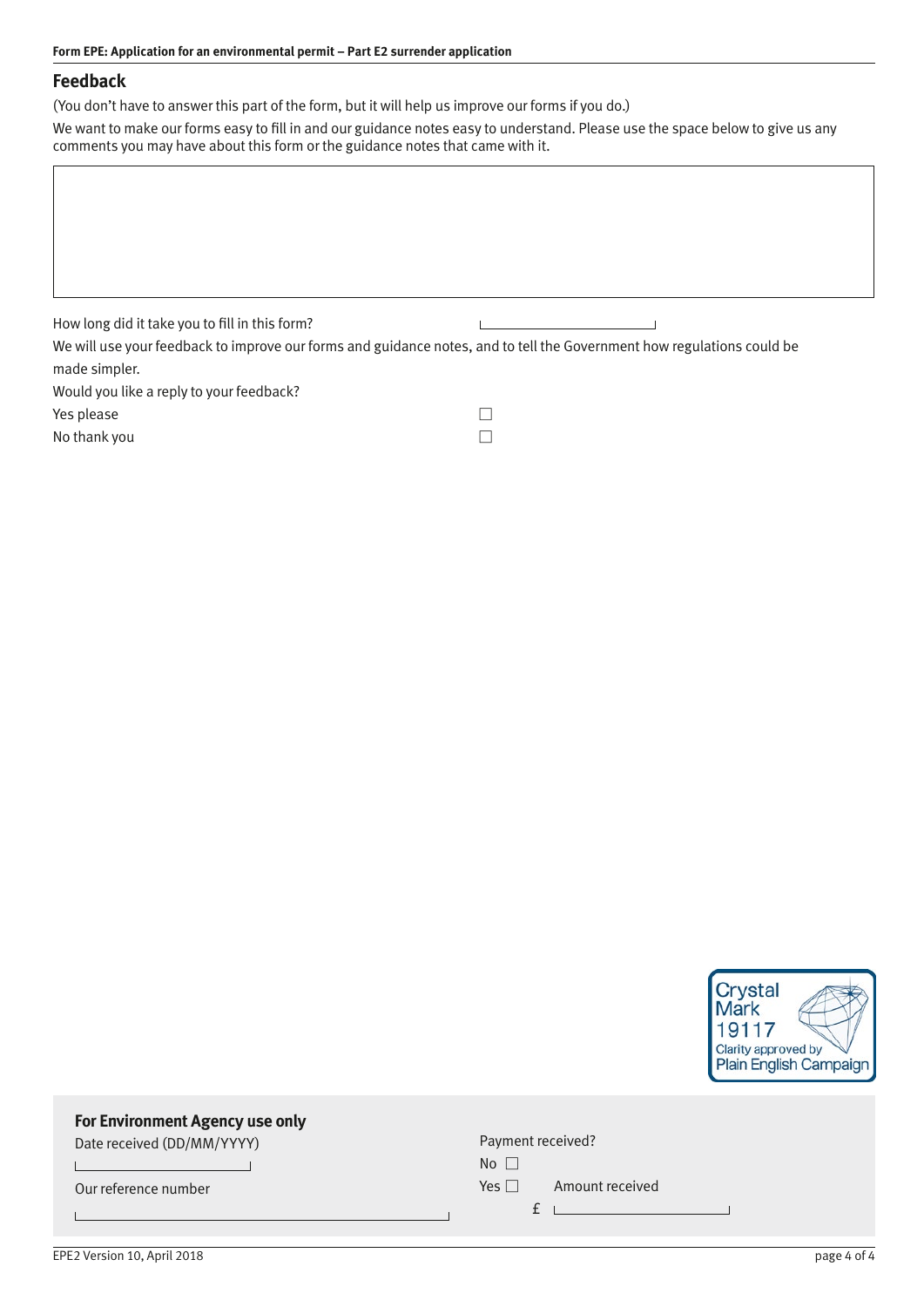## Feedback

(You don't have to answer this part of the form, but it will help us improve our forms if you do.)

We want to make our forms easy to fill in and our guidance notes easy to understand. Please use the space below to give us any comments you may have about this form or the guidance notes that came with it.

How long did it take you to fill in this form?

We will use your feedback to improve our forms and guidance notes, and to tell the Government how regulations could be made simpler.

Would you like a reply to your feedback?

Yes please ☐

No thank you ☐

Crystal Mark 19117 Clarity approved by Plain English Campaign

### For Environment Agency use only

Date received (DD/MM/YYYY)

Our reference number

Payment received?

No ☐

Yes ☐ Amount received

£